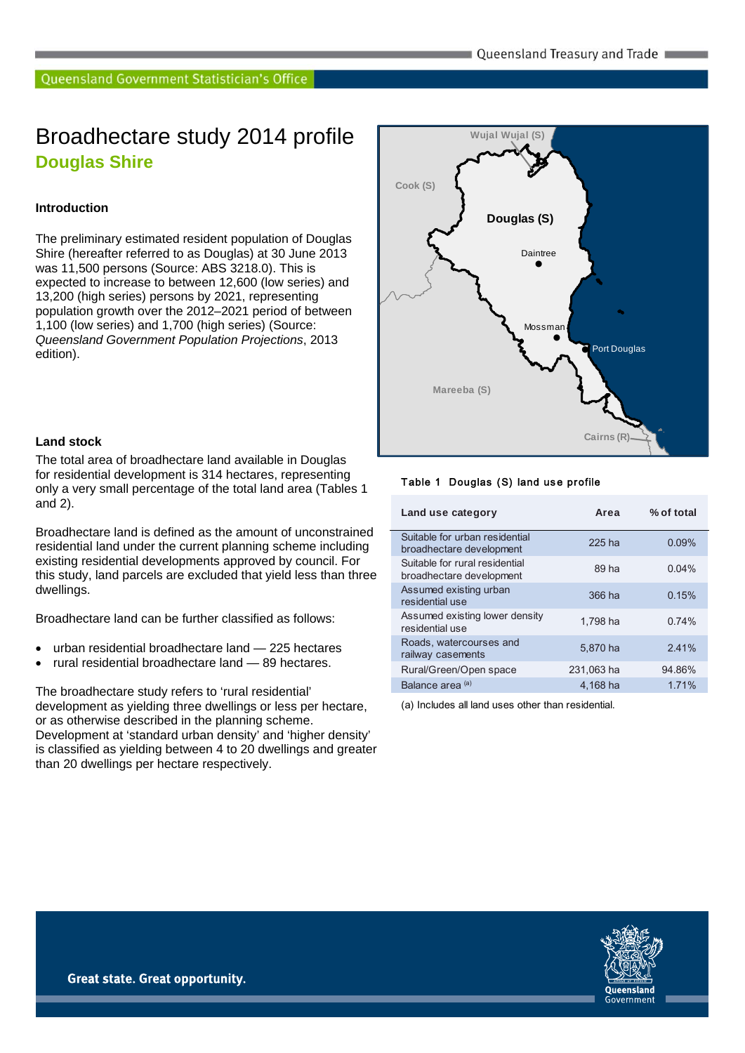# Broadhectare study 2014 profile

## Douglas Shire

### Introduction

The preliminary estimated resident population of Douglas Shire (hereafter referred to as Douglas) at 30 June 2013 was 11,500 persons (Source: ABS 3218.0). This is expected to increase to between 12,600 (low series) and 13,200 (high series) persons by 2021, representing population growth over the 2012–2021 period of between 1,100 (low series) and 1,700 (high series) (Source: *Queensland Government Population Projections*, 2013 edition).

### Land stock

The total area of broadhectare land available in Douglas for residential development is 314 hectares, representing only a very small percentage of the total land area (Tables 1 and 2).

Broadhectare land is defined as the amount of unconstrained residential land under the current planning scheme including existing residential developments approved by council. For this study, land parcels are excluded that yield less than three dwellings.

Broadhectare land can be further classified as follows:

- urban residential broadhectare land — 225 hectares
- rural residential broadhectare land — 89 hectares.

The broadhectare study refers to 'rural residential' development as yielding three dwellings or less per hectare, or as otherwise described in the planning scheme. Development at 'standard urban density' and 'higher density' is classified as yielding between 4 to 20 dwellings and greater than 20 dwellings per hectare respectively.

Table 1 Douglas (S) land use profile

| Land use category | Area | % of total |
|---|---|---|
| Suitable for urban residential broadhectare development | 225 ha | 0.09% |
| Suitable for rural residential broadhectare development | 89 ha | 0.04% |
| Assumed existing urban residential use | 366 ha | 0.15% |
| Assumed existing lower density residential use | 1,798 ha | 0.74% |
| Roads, watercourses and railway casements | 5,870 ha | 2.41% |
| Rural/Green/Open space | 231,063 ha | 94.86% |
| Balance area [(a)] | 4,168 ha | 1.71% |

(a) Includes all land uses other than residential.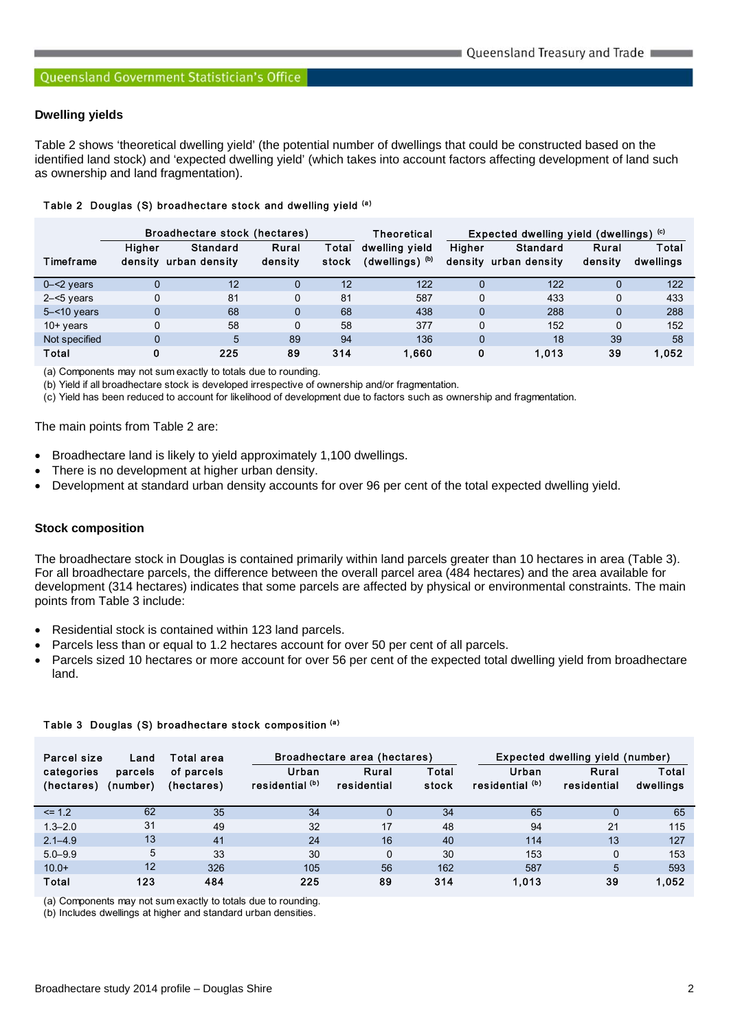### Dwelling yields

Table 2 shows 'theoretical dwelling yield' (the potential number of dwellings that could be constructed based on the identified land stock) and 'expected dwelling yield' (which takes into account factors affecting development of land such as ownership and land fragmentation).

Table 2 Douglas (S) broadhectare stock and dwelling yield [(a)]

| Timeframe | Broadhectare stock (hectares) | | | | Theoretical dwelling yield (dwellings) [(b)] | Expected dwelling yield (dwellings) [(c)] | | | |
|---|---|---|---|---|---|---|---|---|---|
| | Higher density | Standard urban density | Rural density | Total stock | | Higher density | Standard urban density | Rural density | Total dwellings |
| 0–<2 years | 0 | 12 | 0 | 12 | 122 | 0 | 122 | 0 | 122 |
| 2–<5 years | 0 | 81 | 0 | 81 | 587 | 0 | 433 | 0 | 433 |
| 5–<10 years | 0 | 68 | 0 | 68 | 438 | 0 | 288 | 0 | 288 |
| 10+ years | 0 | 58 | 0 | 58 | 377 | 0 | 152 | 0 | 152 |
| Not specified | 0 | 5 | 89 | 94 | 136 | 0 | 18 | 39 | 58 |
| **Total** | **0** | **225** | **89** | **314** | **1,660** | **0** | **1,013** | **39** | **1,052** |

(a) Components may not sum exactly to totals due to rounding.
(b) Yield if all broadhectare stock is developed irrespective of ownership and/or fragmentation.
(c) Yield has been reduced to account for likelihood of development due to factors such as ownership and fragmentation.

The main points from Table 2 are:

- Broadhectare land is likely to yield approximately 1,100 dwellings.
- There is no development at higher urban density.
- Development at standard urban density accounts for over 96 per cent of the total expected dwelling yield.

### Stock composition

The broadhectare stock in Douglas is contained primarily within land parcels greater than 10 hectares in area (Table 3). For all broadhectare parcels, the difference between the overall parcel area (484 hectares) and the area available for development (314 hectares) indicates that some parcels are affected by physical or environmental constraints. The main points from Table 3 include:

- Residential stock is contained within 123 land parcels.
- Parcels less than or equal to 1.2 hectares account for over 50 per cent of all parcels.
- Parcels sized 10 hectares or more account for over 56 per cent of the expected total dwelling yield from broadhectare land.

Table 3 Douglas (S) broadhectare stock composition [(a)]

| Parcel size categories (hectares) | Land parcels (number) | Total area of parcels (hectares) | Broadhectare area (hectares) | | | Expected dwelling yield (number) | | |
|---|---|---|---|---|---|---|---|---|
| | | | Urban residential [(b)] | Rural residential | Total stock | Urban residential [(b)] | Rural residential | Total dwellings |
| <= 1.2 | 62 | 35 | 34 | 0 | 34 | 65 | 0 | 65 |
| 1.3–2.0 | 31 | 49 | 32 | 17 | 48 | 94 | 21 | 115 |
| 2.1–4.9 | 13 | 41 | 24 | 16 | 40 | 114 | 13 | 127 |
| 5.0–9.9 | 5 | 33 | 30 | 0 | 30 | 153 | 0 | 153 |
| 10.0+ | 12 | 326 | 105 | 56 | 162 | 587 | 5 | 593 |
| **Total** | **123** | **484** | **225** | **89** | **314** | **1,013** | **39** | **1,052** |

(a) Components may not sum exactly to totals due to rounding.
(b) Includes dwellings at higher and standard urban densities.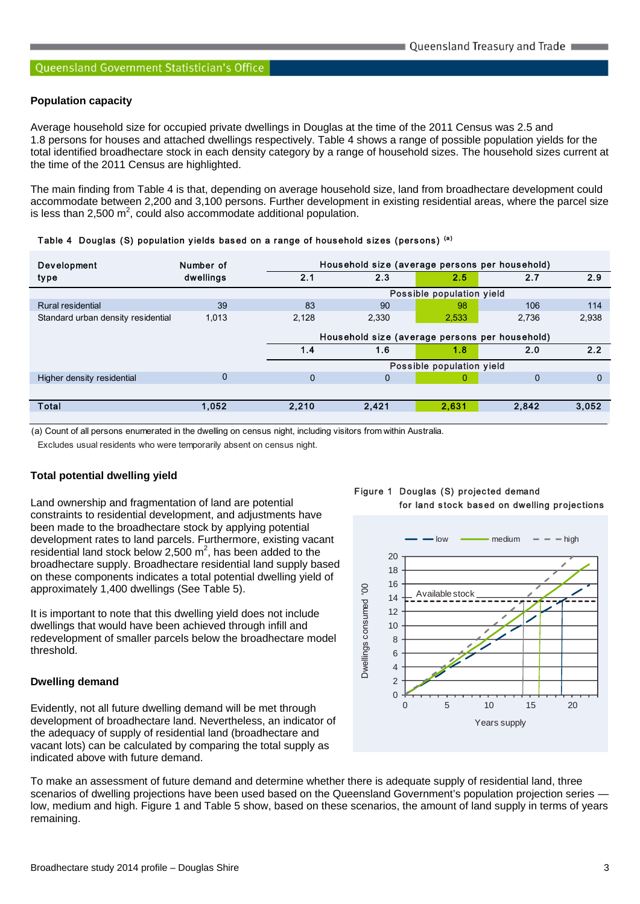### Population capacity

Average household size for occupied private dwellings in Douglas at the time of the 2011 Census was 2.5 and 1.8 persons for houses and attached dwellings respectively. Table 4 shows a range of possible population yields for the total identified broadhectare stock in each density category by a range of household sizes. The household sizes current at the time of the 2011 Census are highlighted.

The main finding from Table 4 is that, depending on average household size, land from broadhectare development could accommodate between 2,200 and 3,100 persons. Further development in existing residential areas, where the parcel size is less than 2,500 m$^2$, could also accommodate additional population.

Table 4 Douglas (S) population yields based on a range of household sizes (persons) [(a)]

| Development type | Number of dwellings | Household size (average persons per household) | | | | |
|---|---|---|---|---|---|---|
| | | 2.1 | 2.3 | 2.5 | 2.7 | 2.9 |
| | | Possible population yield | | | | |
| Rural residential | 39 | 83 | 90 | 98 | 106 | 114 |
| Standard urban density residential | 1,013 | 2,128 | 2,330 | 2,533 | 2,736 | 2,938 |
| | | Household size (average persons per household) | | | | |
| | | 1.4 | 1.6 | 1.8 | 2.0 | 2.2 |
| | | Possible population yield | | | | |
| Higher density residential | 0 | 0 | 0 | 0 | 0 | 0 |
| **Total** | **1,052** | **2,210** | **2,421** | **2,631** | **2,842** | **3,052** |

(a) Count of all persons enumerated in the dwelling on census night, including visitors from within Australia. Excludes usual residents who were temporarily absent on census night.

### Total potential dwelling yield

Land ownership and fragmentation of land are potential constraints to residential development, and adjustments have been made to the broadhectare stock by applying potential development rates to land parcels. Furthermore, existing vacant residential land stock below 2,500 m$^2$, has been added to the broadhectare supply. Broadhectare residential land supply based on these components indicates a total potential dwelling yield of approximately 1,400 dwellings (See Table 5).

It is important to note that this dwelling yield does not include dwellings that would have been achieved through infill and redevelopment of smaller parcels below the broadhectare model threshold.

### Dwelling demand

Evidently, not all future dwelling demand will be met through development of broadhectare land. Nevertheless, an indicator of the adequacy of supply of residential land (broadhectare and vacant lots) can be calculated by comparing the total supply as indicated above with future demand.

Figure 1 Douglas (S) projected demand for land stock based on dwelling projections

To make an assessment of future demand and determine whether there is adequate supply of residential land, three scenarios of dwelling projections have been used based on the Queensland Government's population projection series — low, medium and high. Figure 1 and Table 5 show, based on these scenarios, the amount of land supply in terms of years remaining.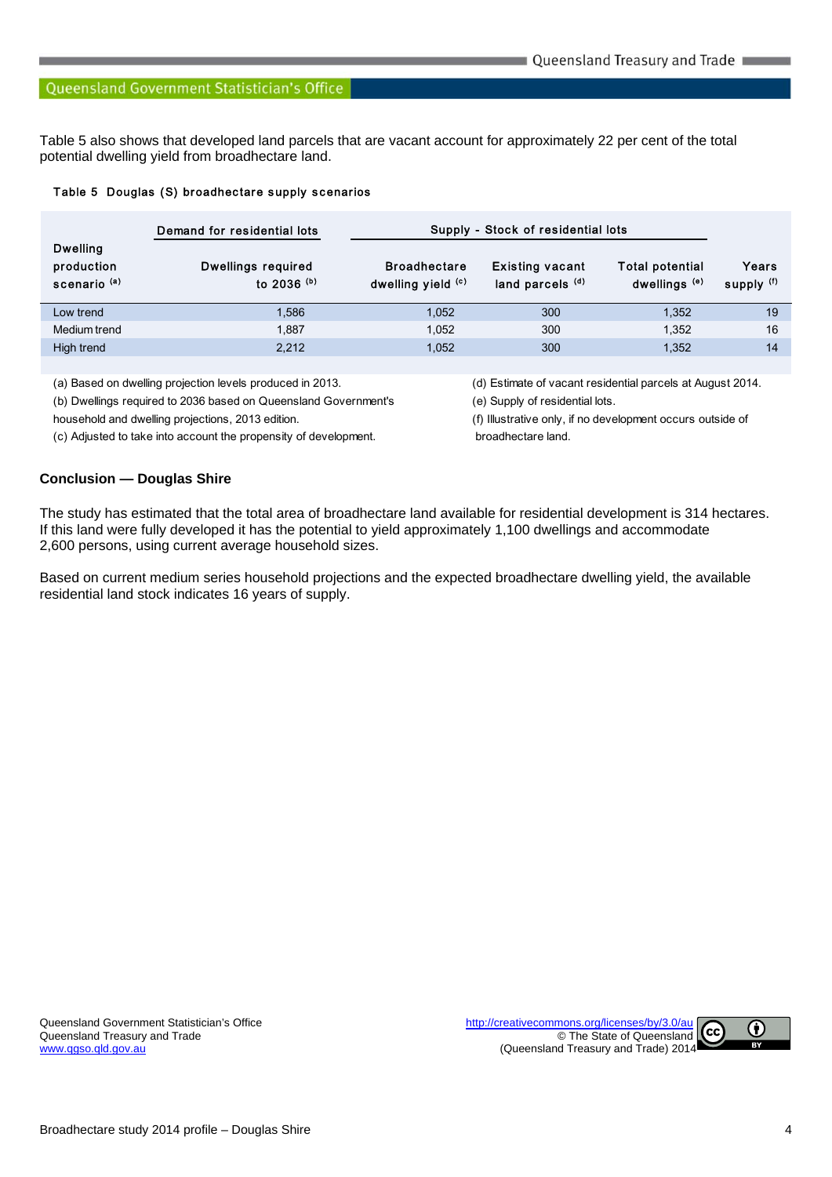Table 5 also shows that developed land parcels that are vacant account for approximately 22 per cent of the total potential dwelling yield from broadhectare land.

**Table 5 Douglas (S) broadhectare supply scenarios**

| | Demand for residential lots | Supply - Stock of residential lots | | | |
|---|---|---|---|---|---|
| Dwelling production scenario [(a)] | Dwellings required to 2036 [(b)] | Broadhectare dwelling yield [(c)] | Existing vacant land parcels [(d)] | Total potential dwellings [(e)] | Years supply [(f)] |
| Low trend | 1,586 | 1,052 | 300 | 1,352 | 19 |
| Medium trend | 1,887 | 1,052 | 300 | 1,352 | 16 |
| High trend | 2,212 | 1,052 | 300 | 1,352 | 14 |

(a) Based on dwelling projection levels produced in 2013.

(b) Dwellings required to 2036 based on Queensland Government's household and dwelling projections, 2013 edition.

(c) Adjusted to take into account the propensity of development.

(d) Estimate of vacant residential parcels at August 2014.

(e) Supply of residential lots.

(f) Illustrative only, if no development occurs outside of broadhectare land.

**Conclusion — Douglas Shire**

The study has estimated that the total area of broadhectare land available for residential development is 314 hectares. If this land were fully developed it has the potential to yield approximately 1,100 dwellings and accommodate 2,600 persons, using current average household sizes.

Based on current medium series household projections and the expected broadhectare dwelling yield, the available residential land stock indicates 16 years of supply.

Queensland Government Statistician's Office
Queensland Treasury and Trade
www.qgso.qld.gov.au

http://creativecommons.org/licenses/by/3.0/au
© The State of Queensland
(Queensland Treasury and Trade) 2014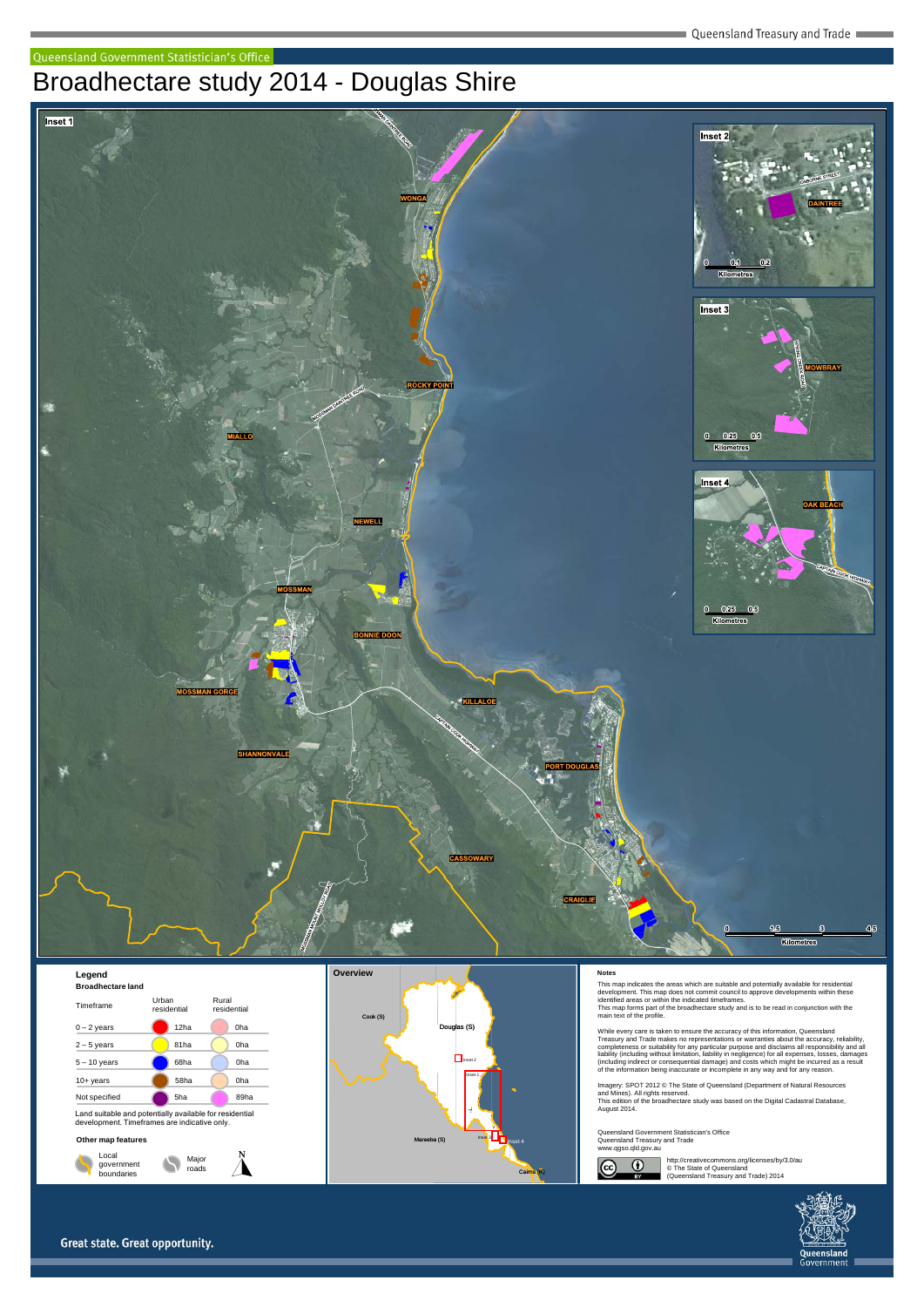Queensland Government Statistician's Office

# Broadhectare study 2014 - Douglas Shire

Inset 1

WONGA

ROCKY POINT

MIALLO

NEWELL

MOSSMAN

BONNIE DOON

MOSSMAN GORGE

KILLALOE

SHANNONVALE

PORT DOUGLAS

CASSOWARY

CRAIGLIE

0 1.5 3 4.5

Kilometres

Inset 2

OSBORNE STREET

DAINTREE

0 0.1 0.2

Kilometres

Inset 3

MOWBRAY

0 0.25 0.5

Kilometres

Inset 4

OAK BEACH

CAPTAIN COOK HIGHWAY

0 0.25 0.5

Kilometres

## Legend

**Broadhectare land**

| Timeframe | Urban residential | Rural residential |
|---|---|---|
| 0 – 2 years | 12ha | 0ha |
| 2 – 5 years | 81ha | 0ha |
| 5 – 10 years | 68ha | 0ha |
| 10+ years | 58ha | 0ha |
| Not specified | 5ha | 89ha |

Land suitable and potentially available for residential development. Timeframes are indicative only.

**Other map features**

Local government boundaries

Major roads

N

## Overview

Cook (S)

Douglas (S)

Inset 2

Inset 1

Inset 3

Inset 4

Mareeba (S)

Cairns (R)

## Notes

This map indicates the areas which are suitable and potentially available for residential development. This map does not commit council to approve developments within these identified areas or within the indicated timeframes.
This map forms part of the broadhectare study and is to be read in conjunction with the main text of the profile.

While every care is taken to ensure the accuracy of this information, Queensland Treasury and Trade makes no representations or warranties about the accuracy, reliability, completeness or suitability for any particular purpose and disclaims all responsibility and all liability (including without limitation, liability in negligence) for all expenses, losses, damages (including indirect or consequential damage) and costs which might be incurred as a result of the information being inaccurate or incomplete in any way and for any reason.

Imagery: SPOT 2012 © The State of Queensland (Department of Natural Resources and Mines). All rights reserved.
This edition of the broadhectare study was based on the Digital Cadastral Database, August 2014.

Queensland Government Statistician's Office
Queensland Treasury and Trade
www.qgso.qld.gov.au

http://creativecommons.org/licenses/by/3.0/au
© The State of Queensland
(Queensland Treasury and Trade) 2014

Great state. Great opportunity.